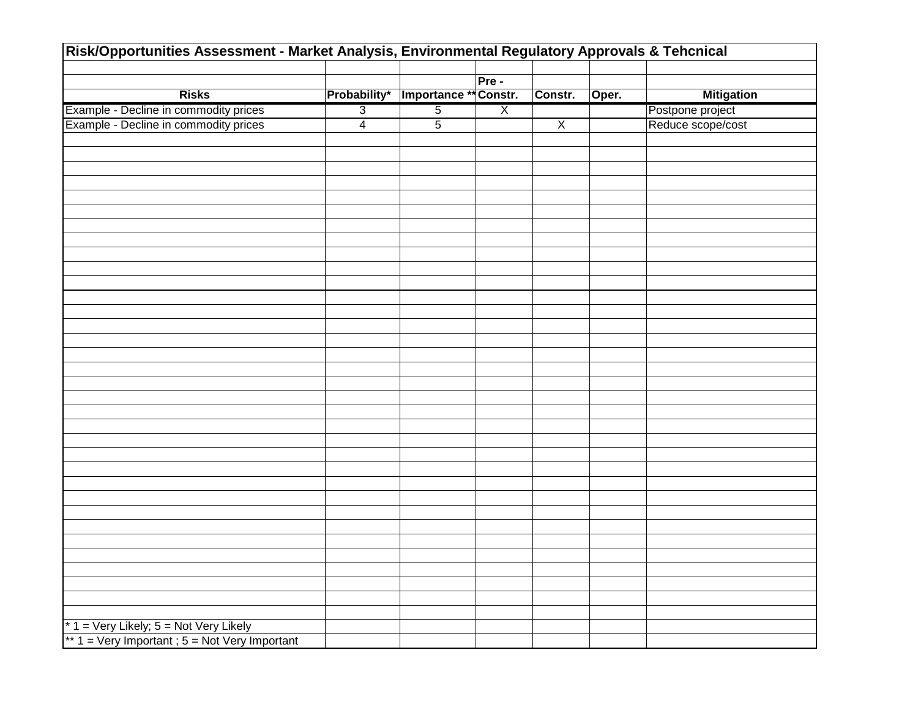**Risk/Opportunities Assessment - Market Analysis, Environmental Regulatory Approvals & Tehcnical**

| Risks | Probability* | Importance ** | Pre - Constr. | Constr. | Oper. | Mitigation |
|---|---|---|---|---|---|---|
| Example - Decline in commodity prices | 3 | 5 | X | | | Postpone project |
| Example - Decline in commodity prices | 4 | 5 | | X | | Reduce scope/cost |
| | | | | | | |
| | | | | | | |
| | | | | | | |
| | | | | | | |
| | | | | | | |
| | | | | | | |
| | | | | | | |
| | | | | | | |
| | | | | | | |
| | | | | | | |
| | | | | | | |
| | | | | | | |
| | | | | | | |
| | | | | | | |
| | | | | | | |
| | | | | | | |
| | | | | | | |
| | | | | | | |
| | | | | | | |
| | | | | | | |
| | | | | | | |
| | | | | | | |
| | | | | | | |
| | | | | | | |
| | | | | | | |
| | | | | | | |
| | | | | | | |
| | | | | | | |
| | | | | | | |
| | | | | | | |
| | | | | | | |
| | | | | | | |
| * 1 = Very Likely; 5 = Not Very Likely | | | | | | |
| ** 1 = Very Important ; 5 = Not Very Important | | | | | | |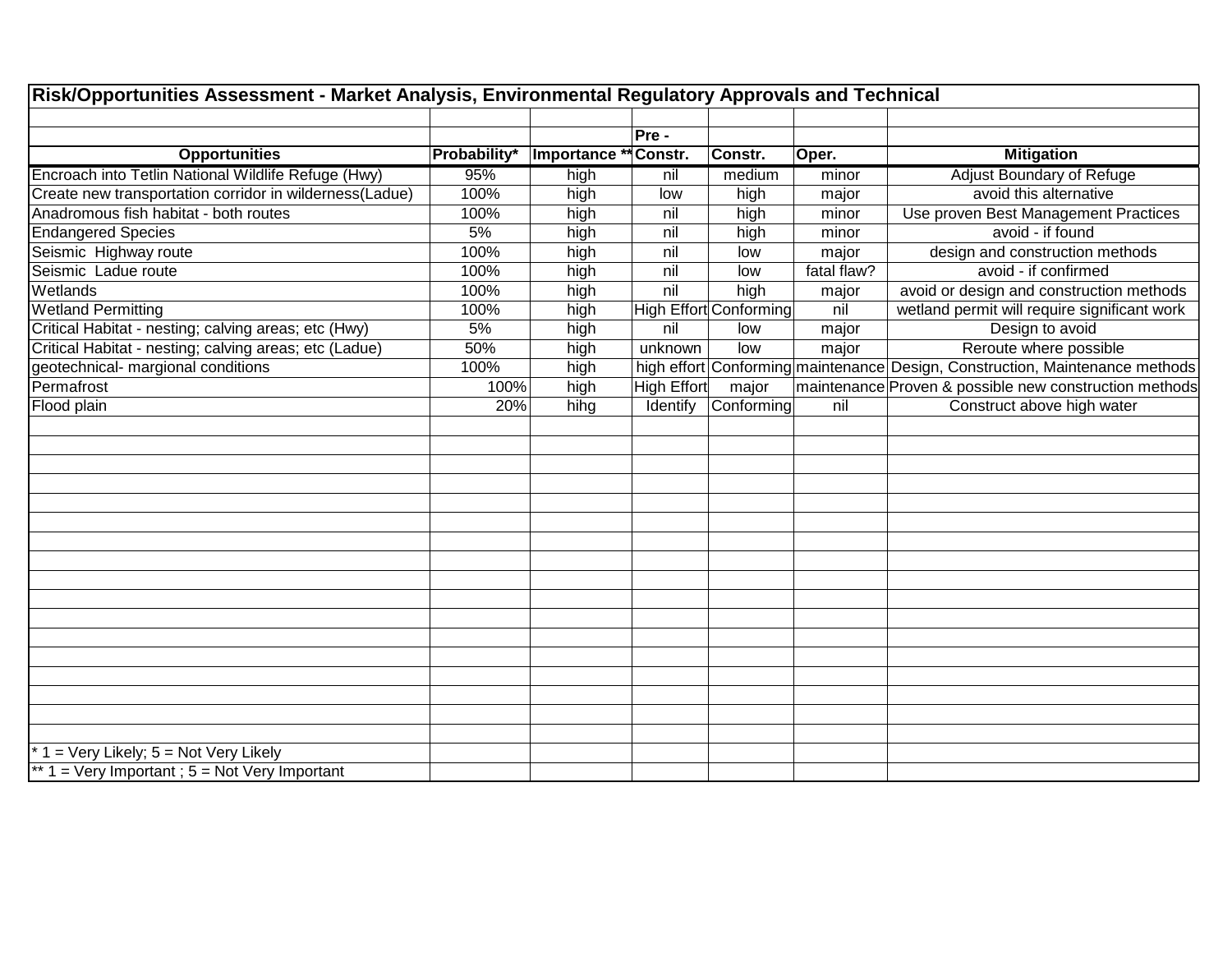## Risk/Opportunities Assessment - Market Analysis, Environmental Regulatory Approvals and Technical

| Opportunities | Probability* | Importance ** | Pre - Constr. | Constr. | Oper. | Mitigation |
|---|---|---|---|---|---|---|
| Encroach into Tetlin National Wildlife Refuge (Hwy) | 95% | high | nil | medium | minor | Adjust Boundary of Refuge |
| Create new transportation corridor in wilderness(Ladue) | 100% | high | low | high | major | avoid this alternative |
| Anadromous fish habitat - both routes | 100% | high | nil | high | minor | Use proven Best Management Practices |
| Endangered Species | 5% | high | nil | high | minor | avoid - if found |
| Seismic Highway route | 100% | high | nil | low | major | design and construction methods |
| Seismic Ladue route | 100% | high | nil | low | fatal flaw? | avoid - if confirmed |
| Wetlands | 100% | high | nil | high | major | avoid or design and construction methods |
| Wetland Permitting | 100% | high | High Effort | Conforming | nil | wetland permit will require significant work |
| Critical Habitat - nesting; calving areas; etc (Hwy) | 5% | high | nil | low | major | Design to avoid |
| Critical Habitat - nesting; calving areas; etc (Ladue) | 50% | high | unknown | low | major | Reroute where possible |
| geotechnical- margional conditions | 100% | high | high effort | Conforming | maintenance | Design, Construction, Maintenance methods |
| Permafrost | 100% | high | High Effort | major | maintenance | Proven & possible new construction methods |
| Flood plain | 20% | hihg | Identify | Conforming | nil | Construct above high water |

* 1 = Very Likely; 5 = Not Very Likely

** 1 = Very Important ; 5 = Not Very Important